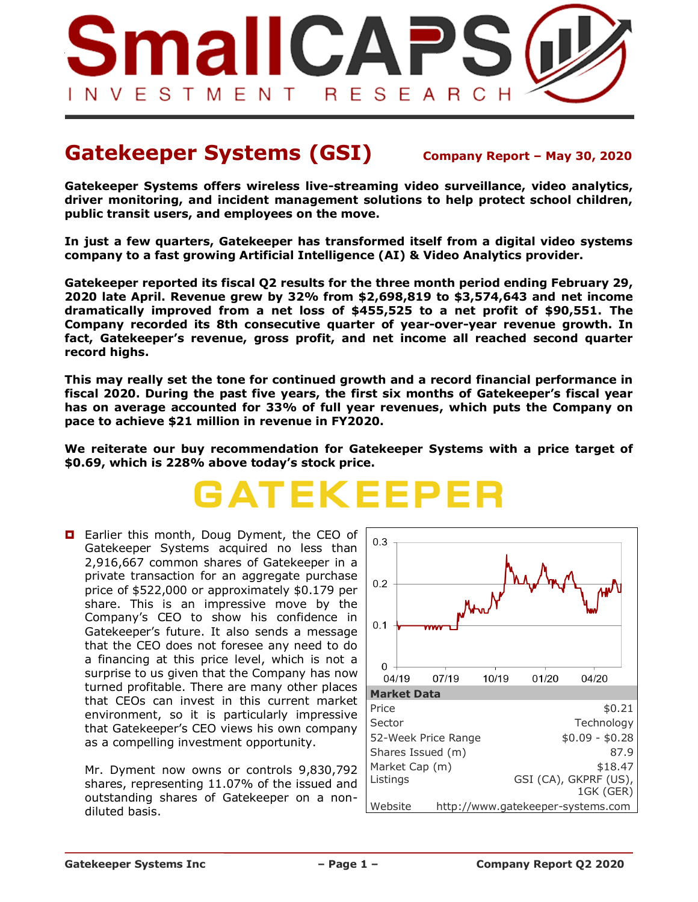# Gatekeeper Systems (GSI)

**Company Report – May 30, 2020**

**Gatekeeper Systems offers wireless live-streaming video surveillance, video analytics, driver monitoring, and incident management solutions to help protect school children, public transit users, and employees on the move.**

**In just a few quarters, Gatekeeper has transformed itself from a digital video systems company to a fast growing Artificial Intelligence (AI) & Video Analytics provider.**

**Gatekeeper reported its fiscal Q2 results for the three month period ending February 29, 2020 late April. Revenue grew by 32% from $2,698,819 to $3,574,643 and net income dramatically improved from a net loss of $455,525 to a net profit of $90,551. The Company recorded its 8th consecutive quarter of year-over-year revenue growth. In fact, Gatekeeper's revenue, gross profit, and net income all reached second quarter record highs.**

**This may really set the tone for continued growth and a record financial performance in fiscal 2020. During the past five years, the first six months of Gatekeeper's fiscal year has on average accounted for 33% of full year revenues, which puts the Company on pace to achieve $21 million in revenue in FY2020.**

**We reiterate our buy recommendation for Gatekeeper Systems with a price target of $0.69, which is 228% above today's stock price.**

GATEKEEPER

- Earlier this month, Doug Dyment, the CEO of Gatekeeper Systems acquired no less than 2,916,667 common shares of Gatekeeper in a private transaction for an aggregate purchase price of $522,000 or approximately $0.179 per share. This is an impressive move by the Company's CEO to show his confidence in Gatekeeper's future. It also sends a message that the CEO does not foresee any need to do a financing at this price level, which is not a surprise to us given that the Company has now turned profitable. There are many other places that CEOs can invest in this current market environment, so it is particularly impressive that Gatekeeper's CEO views his own company as a compelling investment opportunity.

  Mr. Dyment now owns or controls 9,830,792 shares, representing 11.07% of the issued and outstanding shares of Gatekeeper on a non-diluted basis.

0.3
0.2
0.1
0
04/19
07/19
10/19
01/20
04/20

| Market Data | |
|---|---|
| Price | $0.21 |
| Sector | Technology |
| 52-Week Price Range | $0.09 - $0.28 |
| Shares Issued (m) | 87.9 |
| Market Cap (m) | $18.47 |
| Listings | GSI (CA), GKPRF (US), 1GK (GER) |
| Website | http://www.gatekeeper-systems.com |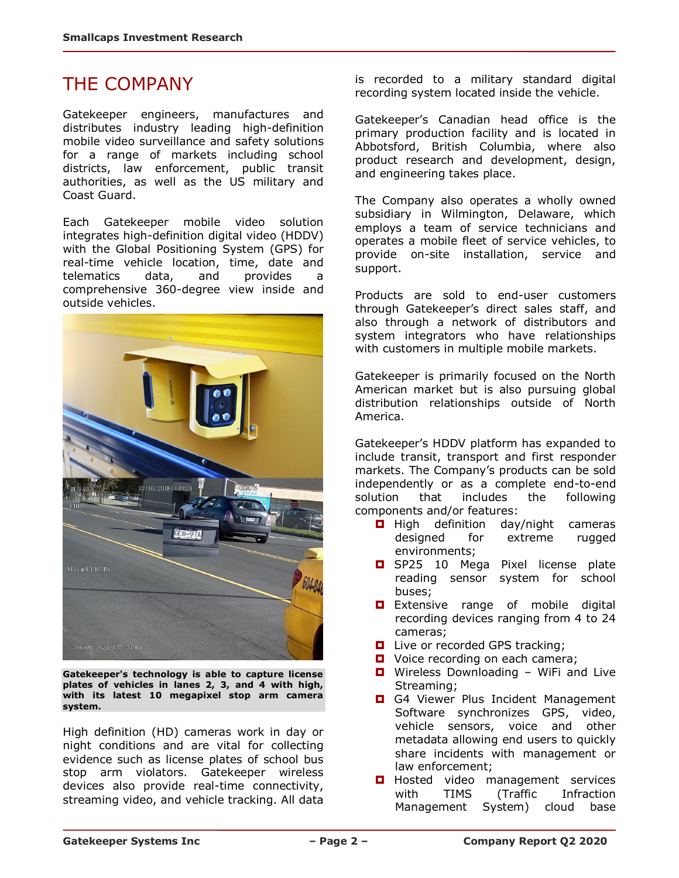# THE COMPANY

Gatekeeper engineers, manufactures and distributes industry leading high-definition mobile video surveillance and safety solutions for a range of markets including school districts, law enforcement, public transit authorities, as well as the US military and Coast Guard.

Each Gatekeeper mobile video solution integrates high-definition digital video (HDDV) with the Global Positioning System (GPS) for real-time vehicle location, time, date and telematics data, and provides a comprehensive 360-degree view inside and outside vehicles.

**Gatekeeper's technology is able to capture license plates of vehicles in lanes 2, 3, and 4 with high, with its latest 10 megapixel stop arm camera system.**

High definition (HD) cameras work in day or night conditions and are vital for collecting evidence such as license plates of school bus stop arm violators. Gatekeeper wireless devices also provide real-time connectivity, streaming video, and vehicle tracking. All data is recorded to a military standard digital recording system located inside the vehicle.

Gatekeeper's Canadian head office is the primary production facility and is located in Abbotsford, British Columbia, where also product research and development, design, and engineering takes place.

The Company also operates a wholly owned subsidiary in Wilmington, Delaware, which employs a team of service technicians and operates a mobile fleet of service vehicles, to provide on-site installation, service and support.

Products are sold to end-user customers through Gatekeeper's direct sales staff, and also through a network of distributors and system integrators who have relationships with customers in multiple mobile markets.

Gatekeeper is primarily focused on the North American market but is also pursuing global distribution relationships outside of North America.

Gatekeeper's HDDV platform has expanded to include transit, transport and first responder markets. The Company's products can be sold independently or as a complete end-to-end solution that includes the following components and/or features:

- High definition day/night cameras designed for extreme rugged environments;
- SP25 10 Mega Pixel license plate reading sensor system for school buses;
- Extensive range of mobile digital recording devices ranging from 4 to 24 cameras;
- Live or recorded GPS tracking;
- Voice recording on each camera;
- Wireless Downloading – WiFi and Live Streaming;
- G4 Viewer Plus Incident Management Software synchronizes GPS, video, vehicle sensors, voice and other metadata allowing end users to quickly share incidents with management or law enforcement;
- Hosted video management services with TIMS (Traffic Infraction Management System) cloud base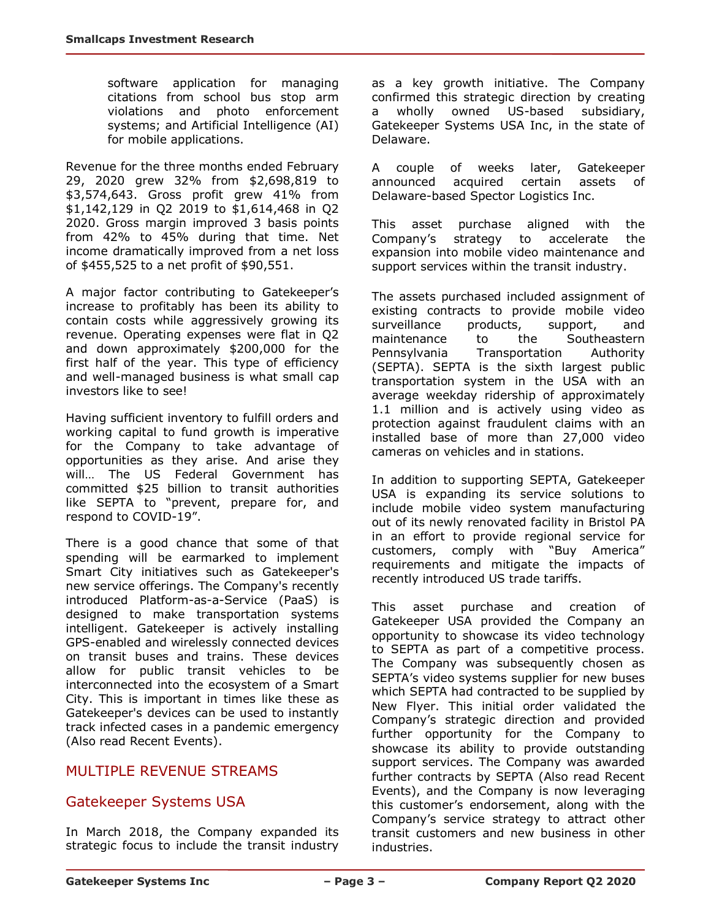software application for managing citations from school bus stop arm violations and photo enforcement systems; and Artificial Intelligence (AI) for mobile applications.

Revenue for the three months ended February 29, 2020 grew 32% from $2,698,819 to $3,574,643. Gross profit grew 41% from $1,142,129 in Q2 2019 to $1,614,468 in Q2 2020. Gross margin improved 3 basis points from 42% to 45% during that time. Net income dramatically improved from a net loss of $455,525 to a net profit of $90,551.

A major factor contributing to Gatekeeper's increase to profitably has been its ability to contain costs while aggressively growing its revenue. Operating expenses were flat in Q2 and down approximately $200,000 for the first half of the year. This type of efficiency and well-managed business is what small cap investors like to see!

Having sufficient inventory to fulfill orders and working capital to fund growth is imperative for the Company to take advantage of opportunities as they arise. And arise they will… The US Federal Government has committed $25 billion to transit authorities like SEPTA to "prevent, prepare for, and respond to COVID-19".

There is a good chance that some of that spending will be earmarked to implement Smart City initiatives such as Gatekeeper's new service offerings. The Company's recently introduced Platform-as-a-Service (PaaS) is designed to make transportation systems intelligent. Gatekeeper is actively installing GPS-enabled and wirelessly connected devices on transit buses and trains. These devices allow for public transit vehicles to be interconnected into the ecosystem of a Smart City. This is important in times like these as Gatekeeper's devices can be used to instantly track infected cases in a pandemic emergency (Also read Recent Events).

## MULTIPLE REVENUE STREAMS

### Gatekeeper Systems USA

In March 2018, the Company expanded its strategic focus to include the transit industry as a key growth initiative. The Company confirmed this strategic direction by creating a wholly owned US-based subsidiary, Gatekeeper Systems USA Inc, in the state of Delaware.

A couple of weeks later, Gatekeeper announced acquired certain assets of Delaware-based Spector Logistics Inc.

This asset purchase aligned with the Company's strategy to accelerate the expansion into mobile video maintenance and support services within the transit industry.

The assets purchased included assignment of existing contracts to provide mobile video surveillance products, support, and maintenance to the Southeastern Pennsylvania Transportation Authority (SEPTA). SEPTA is the sixth largest public transportation system in the USA with an average weekday ridership of approximately 1.1 million and is actively using video as protection against fraudulent claims with an installed base of more than 27,000 video cameras on vehicles and in stations.

In addition to supporting SEPTA, Gatekeeper USA is expanding its service solutions to include mobile video system manufacturing out of its newly renovated facility in Bristol PA in an effort to provide regional service for customers, comply with "Buy America" requirements and mitigate the impacts of recently introduced US trade tariffs.

This asset purchase and creation of Gatekeeper USA provided the Company an opportunity to showcase its video technology to SEPTA as part of a competitive process. The Company was subsequently chosen as SEPTA's video systems supplier for new buses which SEPTA had contracted to be supplied by New Flyer. This initial order validated the Company's strategic direction and provided further opportunity for the Company to showcase its ability to provide outstanding support services. The Company was awarded further contracts by SEPTA (Also read Recent Events), and the Company is now leveraging this customer's endorsement, along with the Company's service strategy to attract other transit customers and new business in other industries.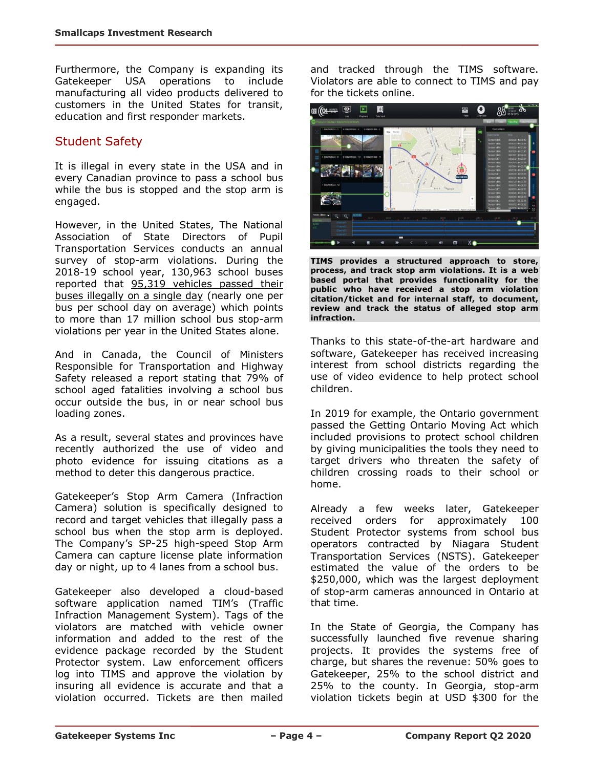Furthermore, the Company is expanding its Gatekeeper USA operations to include manufacturing all video products delivered to customers in the United States for transit, education and first responder markets.

## Student Safety

It is illegal in every state in the USA and in every Canadian province to pass a school bus while the bus is stopped and the stop arm is engaged.

However, in the United States, The National Association of State Directors of Pupil Transportation Services conducts an annual survey of stop-arm violations. During the 2018-19 school year, 130,963 school buses reported that 95,319 vehicles passed their buses illegally on a single day (nearly one per bus per school day on average) which points to more than 17 million school bus stop-arm violations per year in the United States alone.

And in Canada, the Council of Ministers Responsible for Transportation and Highway Safety released a report stating that 79% of school aged fatalities involving a school bus occur outside the bus, in or near school bus loading zones.

As a result, several states and provinces have recently authorized the use of video and photo evidence for issuing citations as a method to deter this dangerous practice.

Gatekeeper's Stop Arm Camera (Infraction Camera) solution is specifically designed to record and target vehicles that illegally pass a school bus when the stop arm is deployed. The Company's SP-25 high-speed Stop Arm Camera can capture license plate information day or night, up to 4 lanes from a school bus.

Gatekeeper also developed a cloud-based software application named TIM's (Traffic Infraction Management System). Tags of the violators are matched with vehicle owner information and added to the rest of the evidence package recorded by the Student Protector system. Law enforcement officers log into TIMS and approve the violation by insuring all evidence is accurate and that a violation occurred. Tickets are then mailed and tracked through the TIMS software. Violators are able to connect to TIMS and pay for the tickets online.

**TIMS provides a structured approach to store, process, and track stop arm violations. It is a web based portal that provides functionality for the public who have received a stop arm violation citation/ticket and for internal staff, to document, review and track the status of alleged stop arm infraction.**

Thanks to this state-of-the-art hardware and software, Gatekeeper has received increasing interest from school districts regarding the use of video evidence to help protect school children.

In 2019 for example, the Ontario government passed the Getting Ontario Moving Act which included provisions to protect school children by giving municipalities the tools they need to target drivers who threaten the safety of children crossing roads to their school or home.

Already a few weeks later, Gatekeeper received orders for approximately 100 Student Protector systems from school bus operators contracted by Niagara Student Transportation Services (NSTS). Gatekeeper estimated the value of the orders to be $250,000, which was the largest deployment of stop-arm cameras announced in Ontario at that time.

In the State of Georgia, the Company has successfully launched five revenue sharing projects. It provides the systems free of charge, but shares the revenue: 50% goes to Gatekeeper, 25% to the school district and 25% to the county. In Georgia, stop-arm violation tickets begin at USD $300 for the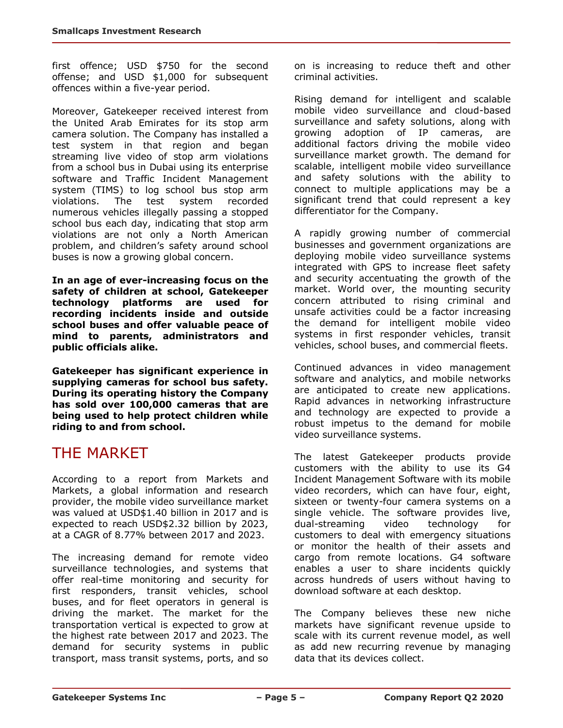first offence; USD $750 for the second offense; and USD $1,000 for subsequent offences within a five-year period.

Moreover, Gatekeeper received interest from the United Arab Emirates for its stop arm camera solution. The Company has installed a test system in that region and began streaming live video of stop arm violations from a school bus in Dubai using its enterprise software and Traffic Incident Management system (TIMS) to log school bus stop arm violations. The test system recorded numerous vehicles illegally passing a stopped school bus each day, indicating that stop arm violations are not only a North American problem, and children's safety around school buses is now a growing global concern.

**In an age of ever-increasing focus on the safety of children at school, Gatekeeper technology platforms are used for recording incidents inside and outside school buses and offer valuable peace of mind to parents, administrators and public officials alike.**

**Gatekeeper has significant experience in supplying cameras for school bus safety. During its operating history the Company has sold over 100,000 cameras that are being used to help protect children while riding to and from school.**

# THE MARKET

According to a report from Markets and Markets, a global information and research provider, the mobile video surveillance market was valued at USD$1.40 billion in 2017 and is expected to reach USD$2.32 billion by 2023, at a CAGR of 8.77% between 2017 and 2023.

The increasing demand for remote video surveillance technologies, and systems that offer real-time monitoring and security for first responders, transit vehicles, school buses, and for fleet operators in general is driving the market. The market for the transportation vertical is expected to grow at the highest rate between 2017 and 2023. The demand for security systems in public transport, mass transit systems, ports, and so on is increasing to reduce theft and other criminal activities.

Rising demand for intelligent and scalable mobile video surveillance and cloud-based surveillance and safety solutions, along with growing adoption of IP cameras, are additional factors driving the mobile video surveillance market growth. The demand for scalable, intelligent mobile video surveillance and safety solutions with the ability to connect to multiple applications may be a significant trend that could represent a key differentiator for the Company.

A rapidly growing number of commercial businesses and government organizations are deploying mobile video surveillance systems integrated with GPS to increase fleet safety and security accentuating the growth of the market. World over, the mounting security concern attributed to rising criminal and unsafe activities could be a factor increasing the demand for intelligent mobile video systems in first responder vehicles, transit vehicles, school buses, and commercial fleets.

Continued advances in video management software and analytics, and mobile networks are anticipated to create new applications. Rapid advances in networking infrastructure and technology are expected to provide a robust impetus to the demand for mobile video surveillance systems.

The latest Gatekeeper products provide customers with the ability to use its G4 Incident Management Software with its mobile video recorders, which can have four, eight, sixteen or twenty-four camera systems on a single vehicle. The software provides live, dual-streaming video technology for customers to deal with emergency situations or monitor the health of their assets and cargo from remote locations. G4 software enables a user to share incidents quickly across hundreds of users without having to download software at each desktop.

The Company believes these new niche markets have significant revenue upside to scale with its current revenue model, as well as add new recurring revenue by managing data that its devices collect.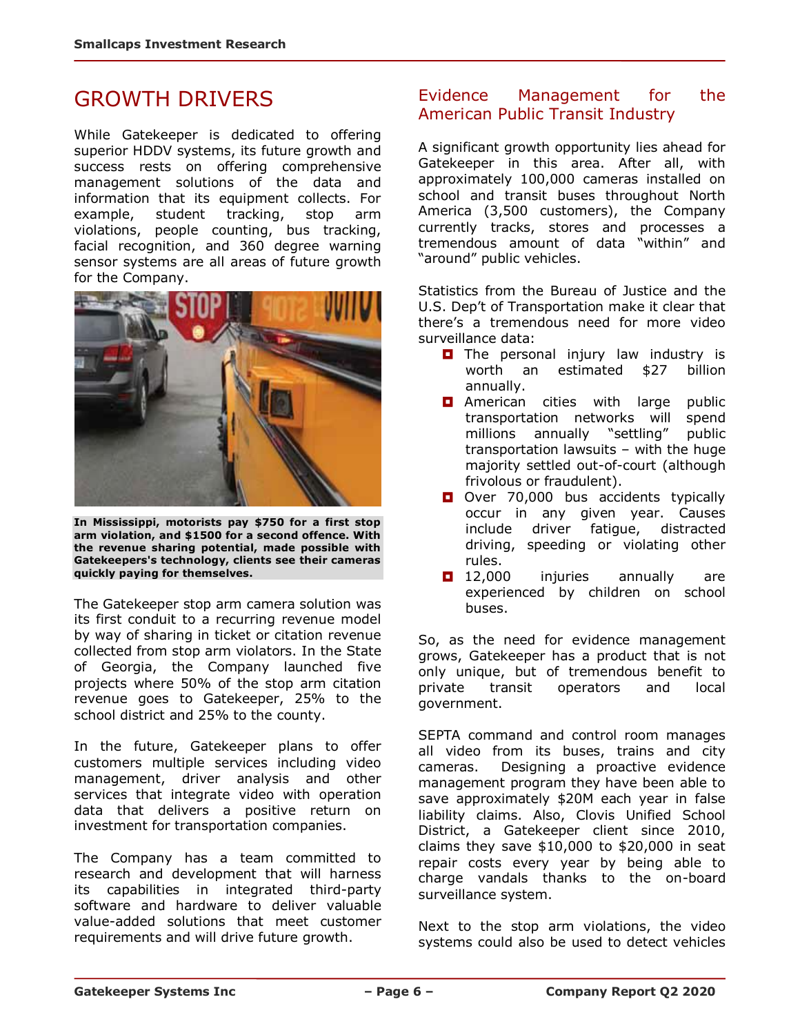# GROWTH DRIVERS

While Gatekeeper is dedicated to offering superior HDDV systems, its future growth and success rests on offering comprehensive management solutions of the data and information that its equipment collects. For example, student tracking, stop arm violations, people counting, bus tracking, facial recognition, and 360 degree warning sensor systems are all areas of future growth for the Company.

**In Mississippi, motorists pay $750 for a first stop arm violation, and $1500 for a second offence. With the revenue sharing potential, made possible with Gatekeepers's technology, clients see their cameras quickly paying for themselves.**

The Gatekeeper stop arm camera solution was its first conduit to a recurring revenue model by way of sharing in ticket or citation revenue collected from stop arm violators. In the State of Georgia, the Company launched five projects where 50% of the stop arm citation revenue goes to Gatekeeper, 25% to the school district and 25% to the county.

In the future, Gatekeeper plans to offer customers multiple services including video management, driver analysis and other services that integrate video with operation data that delivers a positive return on investment for transportation companies.

The Company has a team committed to research and development that will harness its capabilities in integrated third-party software and hardware to deliver valuable value-added solutions that meet customer requirements and will drive future growth.

## Evidence Management for the American Public Transit Industry

A significant growth opportunity lies ahead for Gatekeeper in this area. After all, with approximately 100,000 cameras installed on school and transit buses throughout North America (3,500 customers), the Company currently tracks, stores and processes a tremendous amount of data "within" and "around" public vehicles.

Statistics from the Bureau of Justice and the U.S. Dep't of Transportation make it clear that there's a tremendous need for more video surveillance data:

- The personal injury law industry is worth an estimated $27 billion annually.
- American cities with large public transportation networks will spend millions annually "settling" public transportation lawsuits – with the huge majority settled out-of-court (although frivolous or fraudulent).
- Over 70,000 bus accidents typically occur in any given year. Causes include driver fatigue, distracted driving, speeding or violating other rules.
- 12,000 injuries annually are experienced by children on school buses.

So, as the need for evidence management grows, Gatekeeper has a product that is not only unique, but of tremendous benefit to private transit operators and local government.

SEPTA command and control room manages all video from its buses, trains and city cameras. Designing a proactive evidence management program they have been able to save approximately $20M each year in false liability claims. Also, Clovis Unified School District, a Gatekeeper client since 2010, claims they save $10,000 to $20,000 in seat repair costs every year by being able to charge vandals thanks to the on-board surveillance system.

Next to the stop arm violations, the video systems could also be used to detect vehicles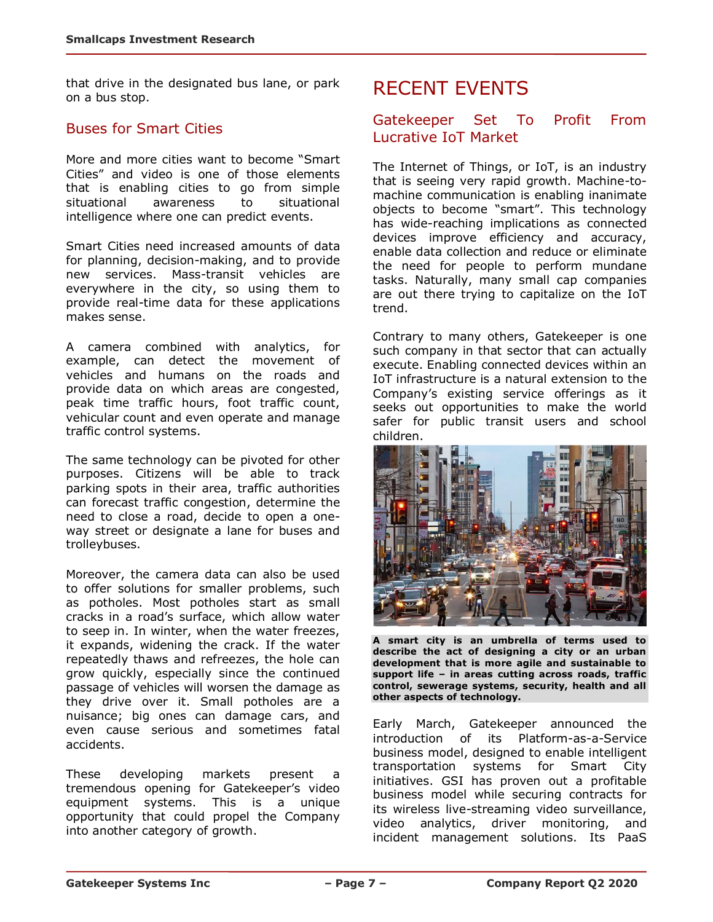that drive in the designated bus lane, or park on a bus stop.

## Buses for Smart Cities

More and more cities want to become “Smart Cities” and video is one of those elements that is enabling cities to go from simple situational awareness to situational intelligence where one can predict events.

Smart Cities need increased amounts of data for planning, decision-making, and to provide new services. Mass-transit vehicles are everywhere in the city, so using them to provide real-time data for these applications makes sense.

A camera combined with analytics, for example, can detect the movement of vehicles and humans on the roads and provide data on which areas are congested, peak time traffic hours, foot traffic count, vehicular count and even operate and manage traffic control systems.

The same technology can be pivoted for other purposes. Citizens will be able to track parking spots in their area, traffic authorities can forecast traffic congestion, determine the need to close a road, decide to open a one-way street or designate a lane for buses and trolleybuses.

Moreover, the camera data can also be used to offer solutions for smaller problems, such as potholes. Most potholes start as small cracks in a road’s surface, which allow water to seep in. In winter, when the water freezes, it expands, widening the crack. If the water repeatedly thaws and refreezes, the hole can grow quickly, especially since the continued passage of vehicles will worsen the damage as they drive over it. Small potholes are a nuisance; big ones can damage cars, and even cause serious and sometimes fatal accidents.

These developing markets present a tremendous opening for Gatekeeper’s video equipment systems. This is a unique opportunity that could propel the Company into another category of growth.

# RECENT EVENTS

## Gatekeeper Set To Profit From Lucrative IoT Market

The Internet of Things, or IoT, is an industry that is seeing very rapid growth. Machine-to-machine communication is enabling inanimate objects to become “smart”. This technology has wide-reaching implications as connected devices improve efficiency and accuracy, enable data collection and reduce or eliminate the need for people to perform mundane tasks. Naturally, many small cap companies are out there trying to capitalize on the IoT trend.

Contrary to many others, Gatekeeper is one such company in that sector that can actually execute. Enabling connected devices within an IoT infrastructure is a natural extension to the Company’s existing service offerings as it seeks out opportunities to make the world safer for public transit users and school children.

**A smart city is an umbrella of terms used to describe the act of designing a city or an urban development that is more agile and sustainable to support life – in areas cutting across roads, traffic control, sewerage systems, security, health and all other aspects of technology.**

Early March, Gatekeeper announced the introduction of its Platform-as-a-Service business model, designed to enable intelligent transportation systems for Smart City initiatives. GSI has proven out a profitable business model while securing contracts for its wireless live-streaming video surveillance, video analytics, driver monitoring, and incident management solutions. Its PaaS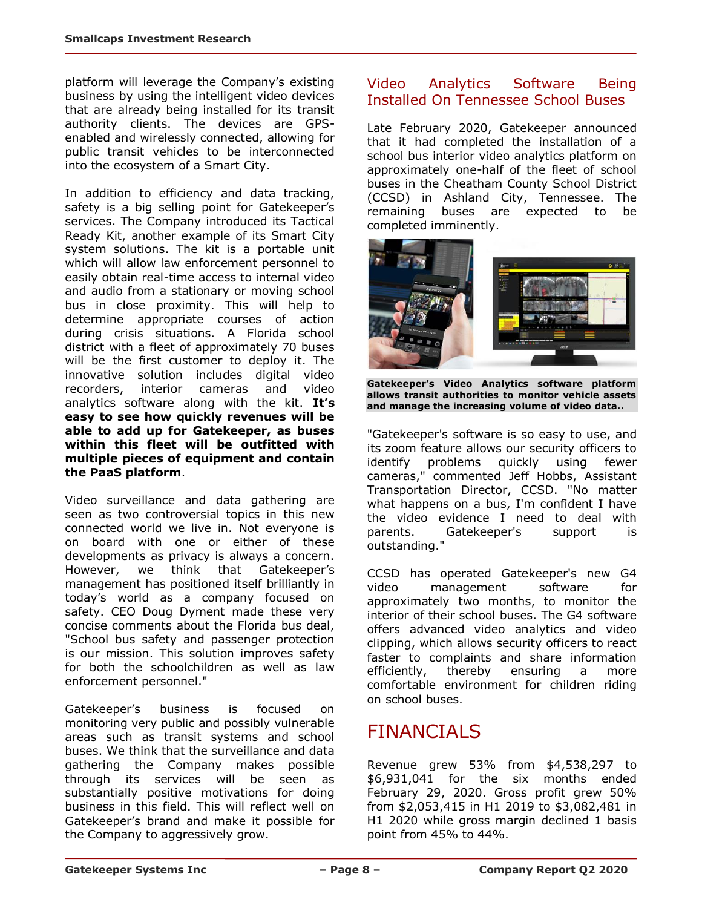platform will leverage the Company's existing business by using the intelligent video devices that are already being installed for its transit authority clients. The devices are GPS-enabled and wirelessly connected, allowing for public transit vehicles to be interconnected into the ecosystem of a Smart City.

In addition to efficiency and data tracking, safety is a big selling point for Gatekeeper's services. The Company introduced its Tactical Ready Kit, another example of its Smart City system solutions. The kit is a portable unit which will allow law enforcement personnel to easily obtain real-time access to internal video and audio from a stationary or moving school bus in close proximity. This will help to determine appropriate courses of action during crisis situations. A Florida school district with a fleet of approximately 70 buses will be the first customer to deploy it. The innovative solution includes digital video recorders, interior cameras and video analytics software along with the kit. **It's easy to see how quickly revenues will be able to add up for Gatekeeper, as buses within this fleet will be outfitted with multiple pieces of equipment and contain the PaaS platform**.

Video surveillance and data gathering are seen as two controversial topics in this new connected world we live in. Not everyone is on board with one or either of these developments as privacy is always a concern. However, we think that Gatekeeper's management has positioned itself brilliantly in today's world as a company focused on safety. CEO Doug Dyment made these very concise comments about the Florida bus deal, "School bus safety and passenger protection is our mission. This solution improves safety for both the schoolchildren as well as law enforcement personnel."

Gatekeeper's business is focused on monitoring very public and possibly vulnerable areas such as transit systems and school buses. We think that the surveillance and data gathering the Company makes possible through its services will be seen as substantially positive motivations for doing business in this field. This will reflect well on Gatekeeper's brand and make it possible for the Company to aggressively grow.

## Video Analytics Software Being Installed On Tennessee School Buses

Late February 2020, Gatekeeper announced that it had completed the installation of a school bus interior video analytics platform on approximately one-half of the fleet of school buses in the Cheatham County School District (CCSD) in Ashland City, Tennessee. The remaining buses are expected to be completed imminently.

**Gatekeeper's Video Analytics software platform allows transit authorities to monitor vehicle assets and manage the increasing volume of video data..**

"Gatekeeper's software is so easy to use, and its zoom feature allows our security officers to identify problems quickly using fewer cameras," commented Jeff Hobbs, Assistant Transportation Director, CCSD. "No matter what happens on a bus, I'm confident I have the video evidence I need to deal with parents. Gatekeeper's support is outstanding."

CCSD has operated Gatekeeper's new G4 video management software for approximately two months, to monitor the interior of their school buses. The G4 software offers advanced video analytics and video clipping, which allows security officers to react faster to complaints and share information efficiently, thereby ensuring a more comfortable environment for children riding on school buses.

# FINANCIALS

Revenue grew 53% from $4,538,297 to $6,931,041 for the six months ended February 29, 2020. Gross profit grew 50% from $2,053,415 in H1 2019 to $3,082,481 in H1 2020 while gross margin declined 1 basis point from 45% to 44%.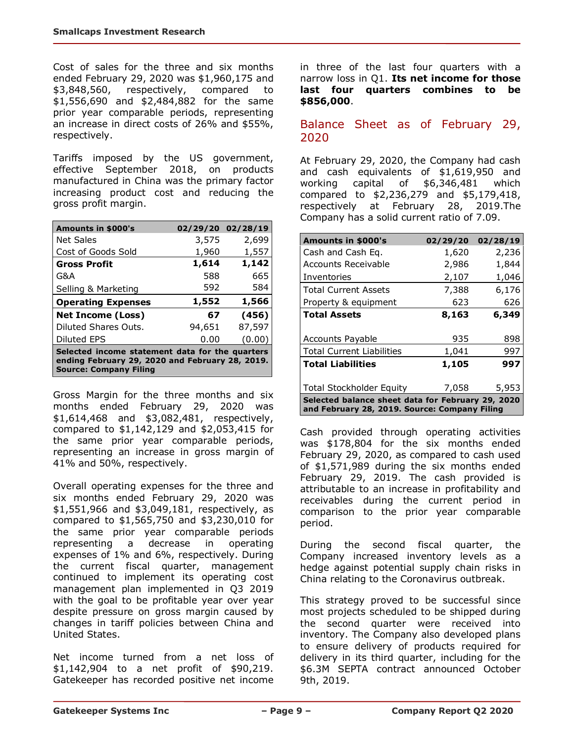Cost of sales for the three and six months ended February 29, 2020 was $1,960,175 and $3,848,560, respectively, compared to $1,556,690 and $2,484,882 for the same prior year comparable periods, representing an increase in direct costs of 26% and $55%, respectively.

Tariffs imposed by the US government, effective September 2018, on products manufactured in China was the primary factor increasing product cost and reducing the gross profit margin.

| Amounts in $000's | 02/29/20 | 02/28/19 |
|---|---|---|
| Net Sales | 3,575 | 2,699 |
| Cost of Goods Sold | 1,960 | 1,557 |
| **Gross Profit** | **1,614** | **1,142** |
| G&A | 588 | 665 |
| Selling & Marketing | 592 | 584 |
| **Operating Expenses** | **1,552** | **1,566** |
| **Net Income (Loss)** | **67** | **(456)** |
| Diluted Shares Outs. | 94,651 | 87,597 |
| Diluted EPS | 0.00 | (0.00) |

**Selected income statement data for the quarters ending February 29, 2020 and February 28, 2019. Source: Company Filing**

Gross Margin for the three months and six months ended February 29, 2020 was $1,614,468 and $3,082,481, respectively, compared to $1,142,129 and $2,053,415 for the same prior year comparable periods, representing an increase in gross margin of 41% and 50%, respectively.

Overall operating expenses for the three and six months ended February 29, 2020 was $1,551,966 and $3,049,181, respectively, as compared to $1,565,750 and $3,230,010 for the same prior year comparable periods representing a decrease in operating expenses of 1% and 6%, respectively. During the current fiscal quarter, management continued to implement its operating cost management plan implemented in Q3 2019 with the goal to be profitable year over year despite pressure on gross margin caused by changes in tariff policies between China and United States.

Net income turned from a net loss of $1,142,904 to a net profit of $90,219. Gatekeeper has recorded positive net income in three of the last four quarters with a narrow loss in Q1. **Its net income for those last four quarters combines to be $856,000**.

## Balance Sheet as of February 29, 2020

At February 29, 2020, the Company had cash and cash equivalents of $1,619,950 and working capital of $6,346,481 which compared to $2,236,279 and $5,179,418, respectively at February 28, 2019.The Company has a solid current ratio of 7.09.

| Amounts in $000's | 02/29/20 | 02/28/19 |
|---|---|---|
| Cash and Cash Eq. | 1,620 | 2,236 |
| Accounts Receivable | 2,986 | 1,844 |
| Inventories | 2,107 | 1,046 |
| Total Current Assets | 7,388 | 6,176 |
| Property & equipment | 623 | 626 |
| **Total Assets** | **8,163** | **6,349** |
| Accounts Payable | 935 | 898 |
| Total Current Liabilities | 1,041 | 997 |
| **Total Liabilities** | **1,105** | **997** |
| Total Stockholder Equity | 7,058 | 5,953 |

**Selected balance sheet data for February 29, 2020 and February 28, 2019. Source: Company Filing**

Cash provided through operating activities was $178,804 for the six months ended February 29, 2020, as compared to cash used of $1,571,989 during the six months ended February 29, 2019. The cash provided is attributable to an increase in profitability and receivables during the current period in comparison to the prior year comparable period.

During the second fiscal quarter, the Company increased inventory levels as a hedge against potential supply chain risks in China relating to the Coronavirus outbreak.

This strategy proved to be successful since most projects scheduled to be shipped during the second quarter were received into inventory. The Company also developed plans to ensure delivery of products required for delivery in its third quarter, including for the $6.3M SEPTA contract announced October 9th, 2019.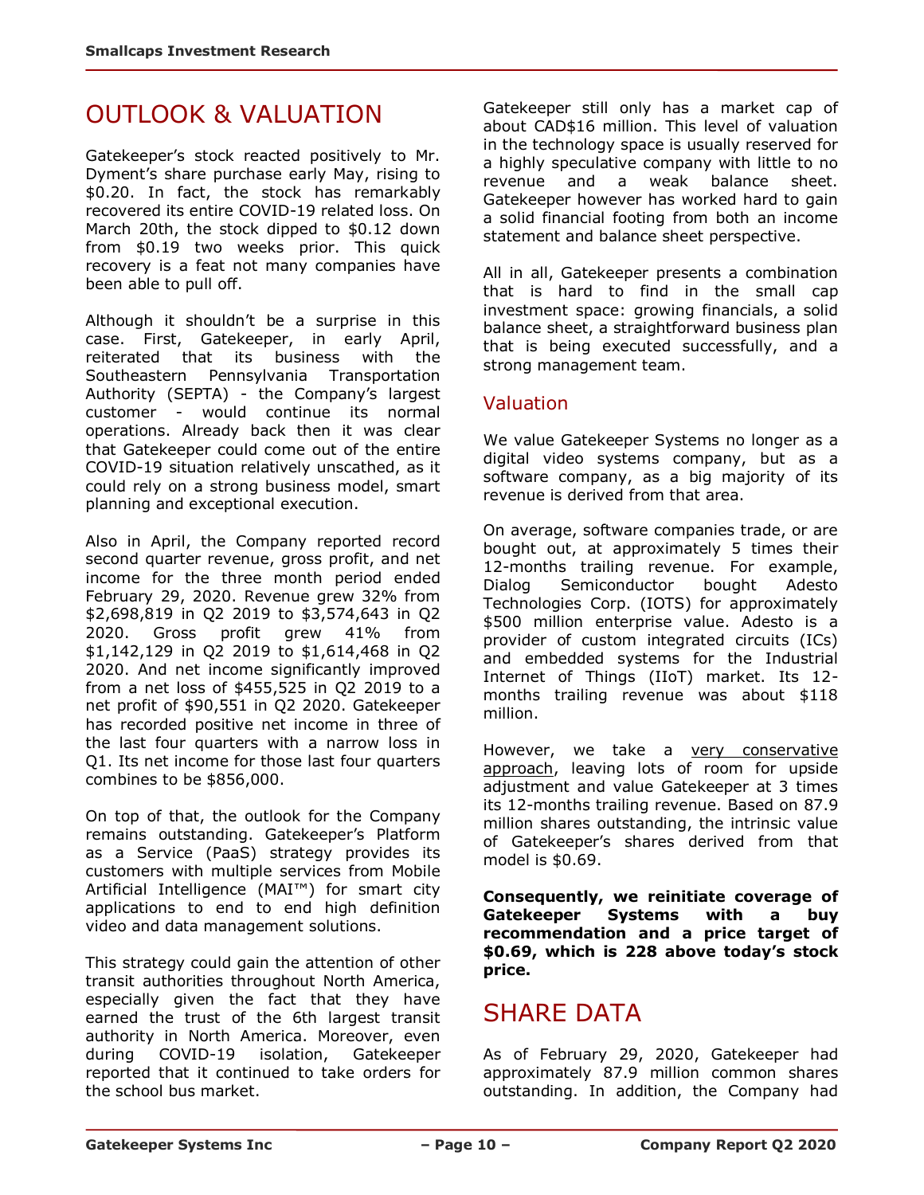# OUTLOOK & VALUATION

Gatekeeper's stock reacted positively to Mr. Dyment's share purchase early May, rising to $0.20. In fact, the stock has remarkably recovered its entire COVID-19 related loss. On March 20th, the stock dipped to $0.12 down from $0.19 two weeks prior. This quick recovery is a feat not many companies have been able to pull off.

Although it shouldn't be a surprise in this case. First, Gatekeeper, in early April, reiterated that its business with the Southeastern Pennsylvania Transportation Authority (SEPTA) - the Company's largest customer - would continue its normal operations. Already back then it was clear that Gatekeeper could come out of the entire COVID-19 situation relatively unscathed, as it could rely on a strong business model, smart planning and exceptional execution.

Also in April, the Company reported record second quarter revenue, gross profit, and net income for the three month period ended February 29, 2020. Revenue grew 32% from $2,698,819 in Q2 2019 to $3,574,643 in Q2 2020. Gross profit grew 41% from $1,142,129 in Q2 2019 to $1,614,468 in Q2 2020. And net income significantly improved from a net loss of $455,525 in Q2 2019 to a net profit of $90,551 in Q2 2020. Gatekeeper has recorded positive net income in three of the last four quarters with a narrow loss in Q1. Its net income for those last four quarters combines to be $856,000.

On top of that, the outlook for the Company remains outstanding. Gatekeeper's Platform as a Service (PaaS) strategy provides its customers with multiple services from Mobile Artificial Intelligence (MAI™) for smart city applications to end to end high definition video and data management solutions.

This strategy could gain the attention of other transit authorities throughout North America, especially given the fact that they have earned the trust of the 6th largest transit authority in North America. Moreover, even during COVID-19 isolation, Gatekeeper reported that it continued to take orders for the school bus market.

Gatekeeper still only has a market cap of about CAD$16 million. This level of valuation in the technology space is usually reserved for a highly speculative company with little to no revenue and a weak balance sheet. Gatekeeper however has worked hard to gain a solid financial footing from both an income statement and balance sheet perspective.

All in all, Gatekeeper presents a combination that is hard to find in the small cap investment space: growing financials, a solid balance sheet, a straightforward business plan that is being executed successfully, and a strong management team.

## Valuation

We value Gatekeeper Systems no longer as a digital video systems company, but as a software company, as a big majority of its revenue is derived from that area.

On average, software companies trade, or are bought out, at approximately 5 times their 12-months trailing revenue. For example, Dialog Semiconductor bought Adesto Technologies Corp. (IOTS) for approximately $500 million enterprise value. Adesto is a provider of custom integrated circuits (ICs) and embedded systems for the Industrial Internet of Things (IIoT) market. Its 12-months trailing revenue was about $118 million.

However, we take a very conservative approach, leaving lots of room for upside adjustment and value Gatekeeper at 3 times its 12-months trailing revenue. Based on 87.9 million shares outstanding, the intrinsic value of Gatekeeper's shares derived from that model is $0.69.

**Consequently, we reinitiate coverage of Gatekeeper Systems with a buy recommendation and a price target of $0.69, which is 228 above today's stock price.**

# SHARE DATA

As of February 29, 2020, Gatekeeper had approximately 87.9 million common shares outstanding. In addition, the Company had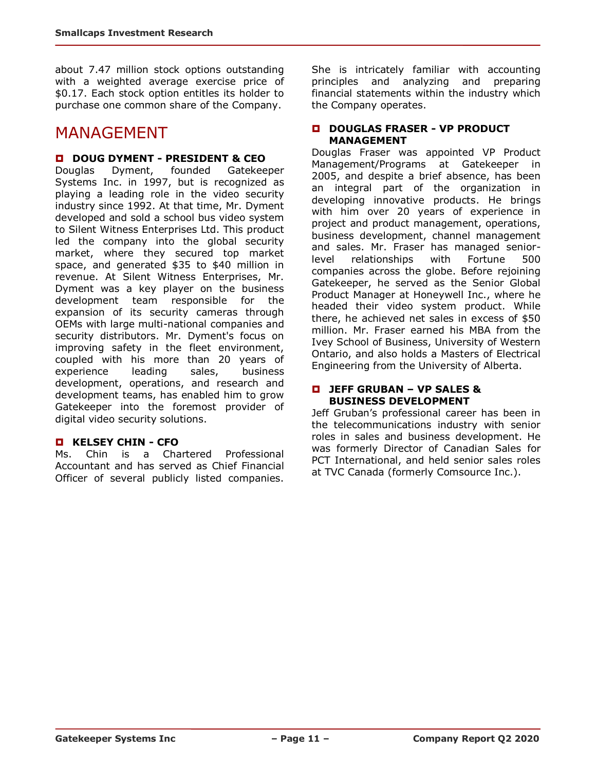about 7.47 million stock options outstanding with a weighted average exercise price of $0.17. Each stock option entitles its holder to purchase one common share of the Company.

# MANAGEMENT

### DOUG DYMENT - PRESIDENT & CEO

Douglas Dyment, founded Gatekeeper Systems Inc. in 1997, but is recognized as playing a leading role in the video security industry since 1992. At that time, Mr. Dyment developed and sold a school bus video system to Silent Witness Enterprises Ltd. This product led the company into the global security market, where they secured top market space, and generated $35 to $40 million in revenue. At Silent Witness Enterprises, Mr. Dyment was a key player on the business development team responsible for the expansion of its security cameras through OEMs with large multi-national companies and security distributors. Mr. Dyment's focus on improving safety in the fleet environment, coupled with his more than 20 years of experience leading sales, business development, operations, and research and development teams, has enabled him to grow Gatekeeper into the foremost provider of digital video security solutions.

### KELSEY CHIN - CFO

Ms. Chin is a Chartered Professional Accountant and has served as Chief Financial Officer of several publicly listed companies. She is intricately familiar with accounting principles and analyzing and preparing financial statements within the industry which the Company operates.

### DOUGLAS FRASER - VP PRODUCT MANAGEMENT

Douglas Fraser was appointed VP Product Management/Programs at Gatekeeper in 2005, and despite a brief absence, has been an integral part of the organization in developing innovative products. He brings with him over 20 years of experience in project and product management, operations, business development, channel management and sales. Mr. Fraser has managed senior-level relationships with Fortune 500 companies across the globe. Before rejoining Gatekeeper, he served as the Senior Global Product Manager at Honeywell Inc., where he headed their video system product. While there, he achieved net sales in excess of $50 million. Mr. Fraser earned his MBA from the Ivey School of Business, University of Western Ontario, and also holds a Masters of Electrical Engineering from the University of Alberta.

### JEFF GRUBAN – VP SALES & BUSINESS DEVELOPMENT

Jeff Gruban's professional career has been in the telecommunications industry with senior roles in sales and business development. He was formerly Director of Canadian Sales for PCT International, and held senior sales roles at TVC Canada (formerly Comsource Inc.).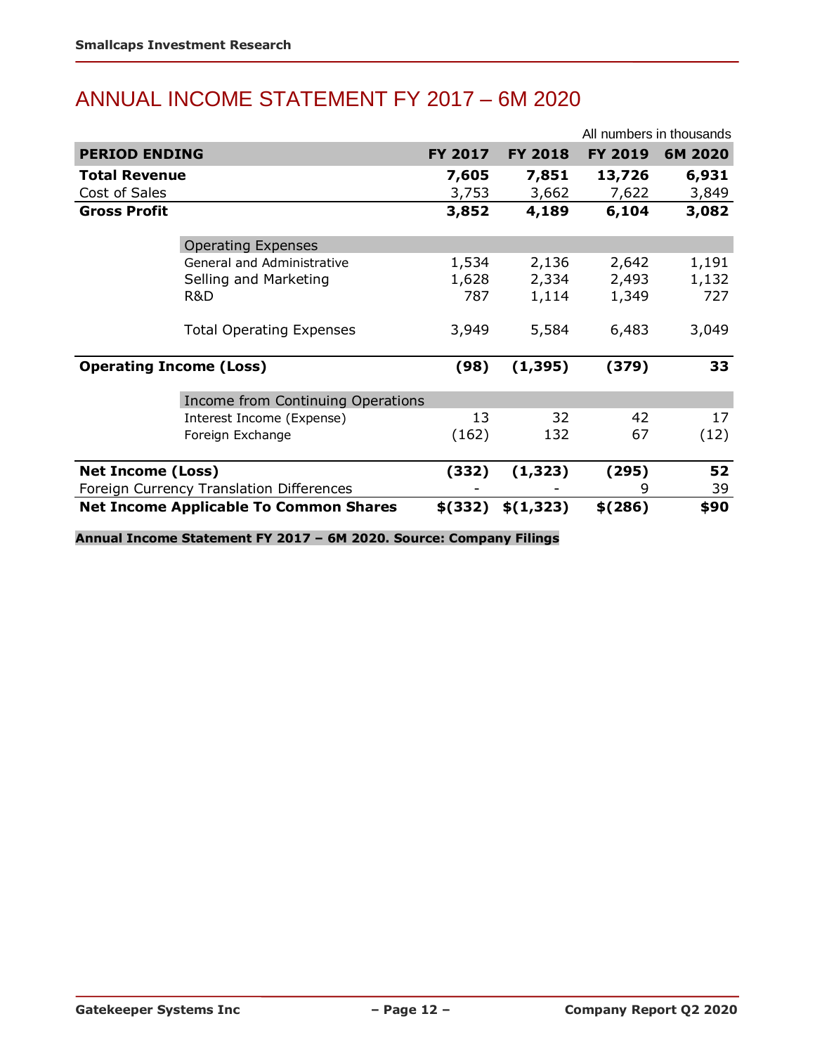# ANNUAL INCOME STATEMENT FY 2017 – 6M 2020

All numbers in thousands

| PERIOD ENDING | FY 2017 | FY 2018 | FY 2019 | 6M 2020 |
|---|---|---|---|---|
| **Total Revenue** | **7,605** | **7,851** | **13,726** | **6,931** |
| Cost of Sales | 3,753 | 3,662 | 7,622 | 3,849 |
| **Gross Profit** | **3,852** | **4,189** | **6,104** | **3,082** |
| Operating Expenses | | | | |
| General and Administrative | 1,534 | 2,136 | 2,642 | 1,191 |
| Selling and Marketing | 1,628 | 2,334 | 2,493 | 1,132 |
| R&D | 787 | 1,114 | 1,349 | 727 |
| Total Operating Expenses | 3,949 | 5,584 | 6,483 | 3,049 |
| **Operating Income (Loss)** | **(98)** | **(1,395)** | **(379)** | **33** |
| Income from Continuing Operations | | | | |
| Interest Income (Expense) | 13 | 32 | 42 | 17 |
| Foreign Exchange | (162) | 132 | 67 | (12) |
| **Net Income (Loss)** | **(332)** | **(1,323)** | **(295)** | **52** |
| Foreign Currency Translation Differences | - | - | 9 | 39 |
| **Net Income Applicable To Common Shares** | **$(332)** | **$(1,323)** | **$(286)** | **$90** |

**Annual Income Statement FY 2017 – 6M 2020. Source: Company Filings**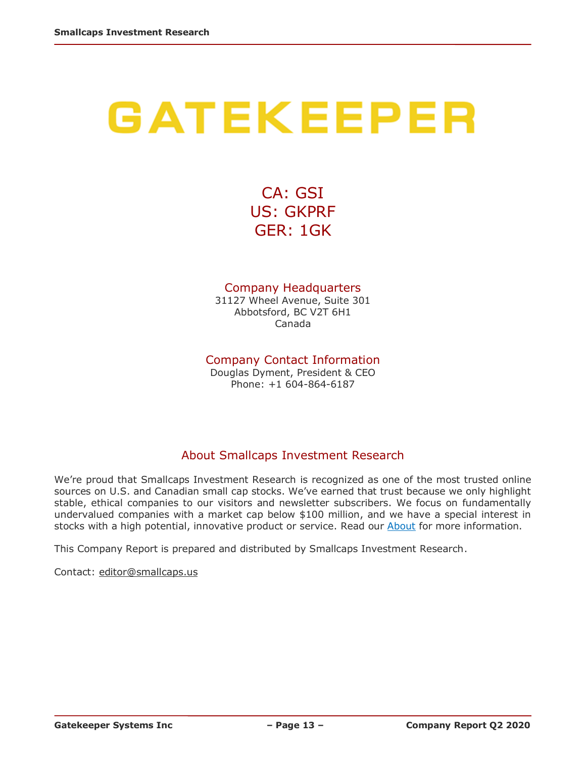# GATEKEEPER

CA: GSI
US: GKPRF
GER: 1GK

## Company Headquarters

31127 Wheel Avenue, Suite 301
Abbotsford, BC V2T 6H1
Canada

## Company Contact Information

Douglas Dyment, President & CEO
Phone: +1 604-864-6187

## About Smallcaps Investment Research

We're proud that Smallcaps Investment Research is recognized as one of the most trusted online sources on U.S. and Canadian small cap stocks. We've earned that trust because we only highlight stable, ethical companies to our visitors and newsletter subscribers. We focus on fundamentally undervalued companies with a market cap below $100 million, and we have a special interest in stocks with a high potential, innovative product or service. Read our About for more information.

This Company Report is prepared and distributed by Smallcaps Investment Research.

Contact: editor@smallcaps.us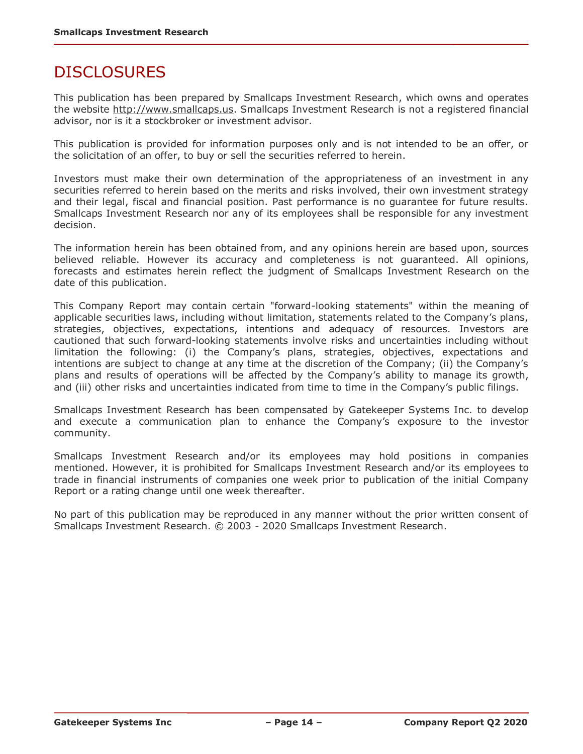# DISCLOSURES

This publication has been prepared by Smallcaps Investment Research, which owns and operates the website http://www.smallcaps.us. Smallcaps Investment Research is not a registered financial advisor, nor is it a stockbroker or investment advisor.

This publication is provided for information purposes only and is not intended to be an offer, or the solicitation of an offer, to buy or sell the securities referred to herein.

Investors must make their own determination of the appropriateness of an investment in any securities referred to herein based on the merits and risks involved, their own investment strategy and their legal, fiscal and financial position. Past performance is no guarantee for future results. Smallcaps Investment Research nor any of its employees shall be responsible for any investment decision.

The information herein has been obtained from, and any opinions herein are based upon, sources believed reliable. However its accuracy and completeness is not guaranteed. All opinions, forecasts and estimates herein reflect the judgment of Smallcaps Investment Research on the date of this publication.

This Company Report may contain certain "forward-looking statements" within the meaning of applicable securities laws, including without limitation, statements related to the Company's plans, strategies, objectives, expectations, intentions and adequacy of resources. Investors are cautioned that such forward-looking statements involve risks and uncertainties including without limitation the following: (i) the Company's plans, strategies, objectives, expectations and intentions are subject to change at any time at the discretion of the Company; (ii) the Company's plans and results of operations will be affected by the Company's ability to manage its growth, and (iii) other risks and uncertainties indicated from time to time in the Company's public filings.

Smallcaps Investment Research has been compensated by Gatekeeper Systems Inc. to develop and execute a communication plan to enhance the Company's exposure to the investor community.

Smallcaps Investment Research and/or its employees may hold positions in companies mentioned. However, it is prohibited for Smallcaps Investment Research and/or its employees to trade in financial instruments of companies one week prior to publication of the initial Company Report or a rating change until one week thereafter.

No part of this publication may be reproduced in any manner without the prior written consent of Smallcaps Investment Research. © 2003 - 2020 Smallcaps Investment Research.